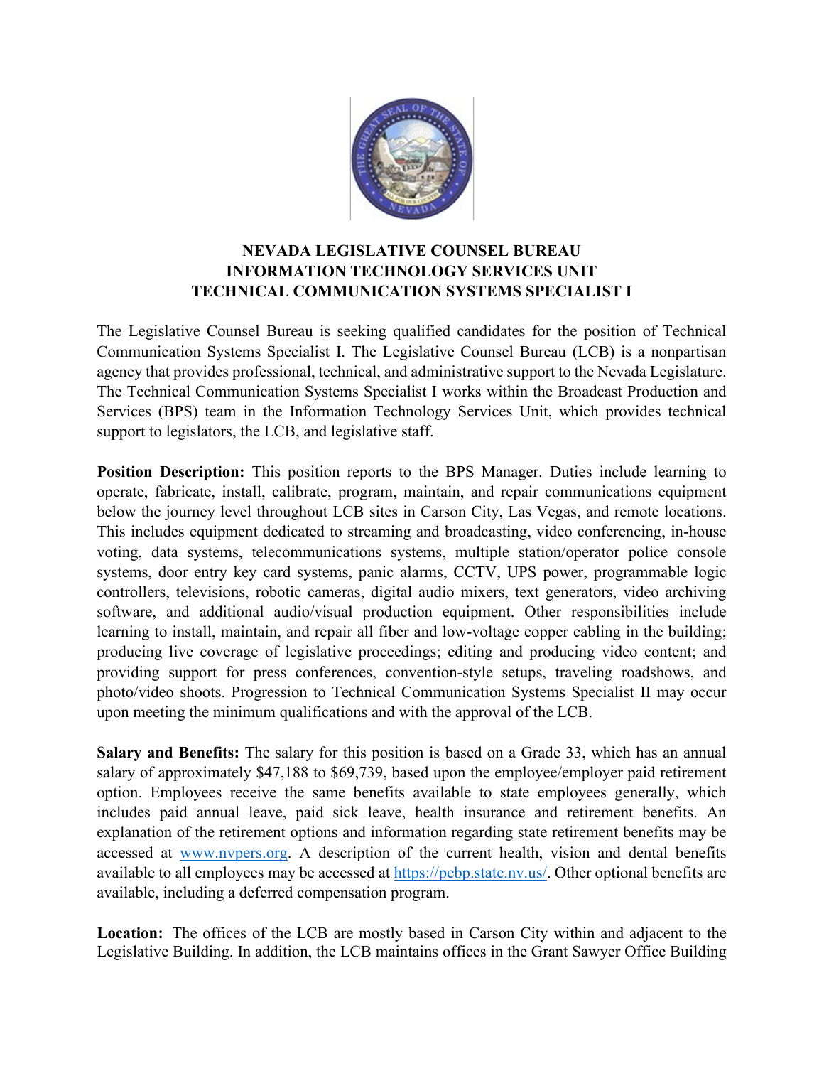# NEVADA LEGISLATIVE COUNSEL BUREAU
## INFORMATION TECHNOLOGY SERVICES UNIT
## TECHNICAL COMMUNICATION SYSTEMS SPECIALIST I

The Legislative Counsel Bureau is seeking qualified candidates for the position of Technical Communication Systems Specialist I. The Legislative Counsel Bureau (LCB) is a nonpartisan agency that provides professional, technical, and administrative support to the Nevada Legislature. The Technical Communication Systems Specialist I works within the Broadcast Production and Services (BPS) team in the Information Technology Services Unit, which provides technical support to legislators, the LCB, and legislative staff.

**Position Description:** This position reports to the BPS Manager. Duties include learning to operate, fabricate, install, calibrate, program, maintain, and repair communications equipment below the journey level throughout LCB sites in Carson City, Las Vegas, and remote locations. This includes equipment dedicated to streaming and broadcasting, video conferencing, in-house voting, data systems, telecommunications systems, multiple station/operator police console systems, door entry key card systems, panic alarms, CCTV, UPS power, programmable logic controllers, televisions, robotic cameras, digital audio mixers, text generators, video archiving software, and additional audio/visual production equipment. Other responsibilities include learning to install, maintain, and repair all fiber and low-voltage copper cabling in the building; producing live coverage of legislative proceedings; editing and producing video content; and providing support for press conferences, convention-style setups, traveling roadshows, and photo/video shoots. Progression to Technical Communication Systems Specialist II may occur upon meeting the minimum qualifications and with the approval of the LCB.

**Salary and Benefits:** The salary for this position is based on a Grade 33, which has an annual salary of approximately $47,188 to $69,739, based upon the employee/employer paid retirement option. Employees receive the same benefits available to state employees generally, which includes paid annual leave, paid sick leave, health insurance and retirement benefits. An explanation of the retirement options and information regarding state retirement benefits may be accessed at www.nvpers.org. A description of the current health, vision and dental benefits available to all employees may be accessed at https://pebp.state.nv.us/. Other optional benefits are available, including a deferred compensation program.

**Location:** The offices of the LCB are mostly based in Carson City within and adjacent to the Legislative Building. In addition, the LCB maintains offices in the Grant Sawyer Office Building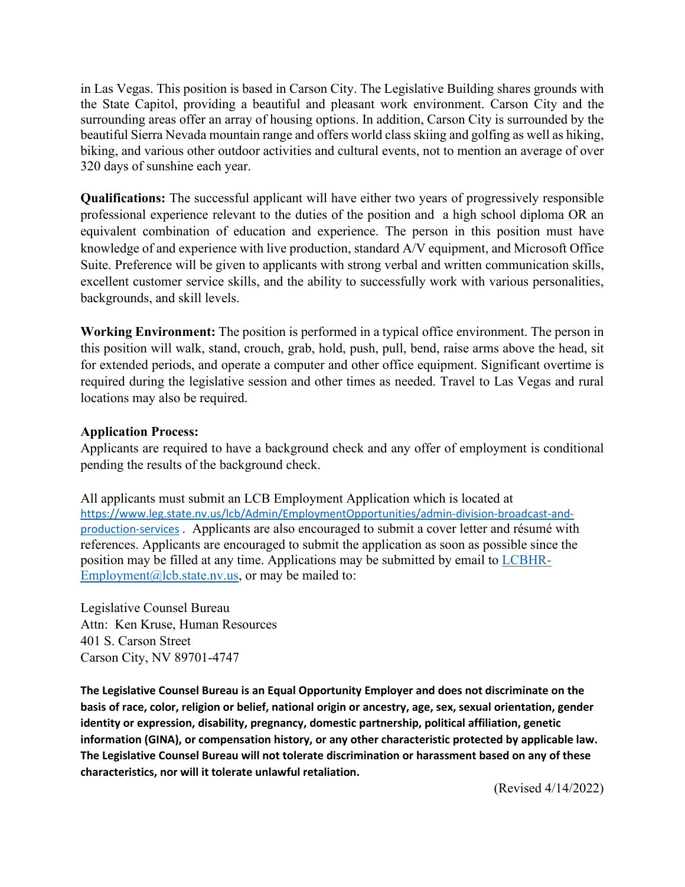in Las Vegas. This position is based in Carson City. The Legislative Building shares grounds with the State Capitol, providing a beautiful and pleasant work environment. Carson City and the surrounding areas offer an array of housing options. In addition, Carson City is surrounded by the beautiful Sierra Nevada mountain range and offers world class skiing and golfing as well as hiking, biking, and various other outdoor activities and cultural events, not to mention an average of over 320 days of sunshine each year.

**Qualifications:** The successful applicant will have either two years of progressively responsible professional experience relevant to the duties of the position and a high school diploma OR an equivalent combination of education and experience. The person in this position must have knowledge of and experience with live production, standard A/V equipment, and Microsoft Office Suite. Preference will be given to applicants with strong verbal and written communication skills, excellent customer service skills, and the ability to successfully work with various personalities, backgrounds, and skill levels.

**Working Environment:** The position is performed in a typical office environment. The person in this position will walk, stand, crouch, grab, hold, push, pull, bend, raise arms above the head, sit for extended periods, and operate a computer and other office equipment. Significant overtime is required during the legislative session and other times as needed. Travel to Las Vegas and rural locations may also be required.

**Application Process:**

Applicants are required to have a background check and any offer of employment is conditional pending the results of the background check.

All applicants must submit an LCB Employment Application which is located at https://www.leg.state.nv.us/lcb/Admin/EmploymentOpportunities/admin-division-broadcast-and-production-services . Applicants are also encouraged to submit a cover letter and résumé with references. Applicants are encouraged to submit the application as soon as possible since the position may be filled at any time. Applications may be submitted by email to LCBHR-Employment@lcb.state.nv.us, or may be mailed to:

Legislative Counsel Bureau
Attn: Ken Kruse, Human Resources
401 S. Carson Street
Carson City, NV 89701-4747

**The Legislative Counsel Bureau is an Equal Opportunity Employer and does not discriminate on the basis of race, color, religion or belief, national origin or ancestry, age, sex, sexual orientation, gender identity or expression, disability, pregnancy, domestic partnership, political affiliation, genetic information (GINA), or compensation history, or any other characteristic protected by applicable law. The Legislative Counsel Bureau will not tolerate discrimination or harassment based on any of these characteristics, nor will it tolerate unlawful retaliation.**

(Revised 4/14/2022)